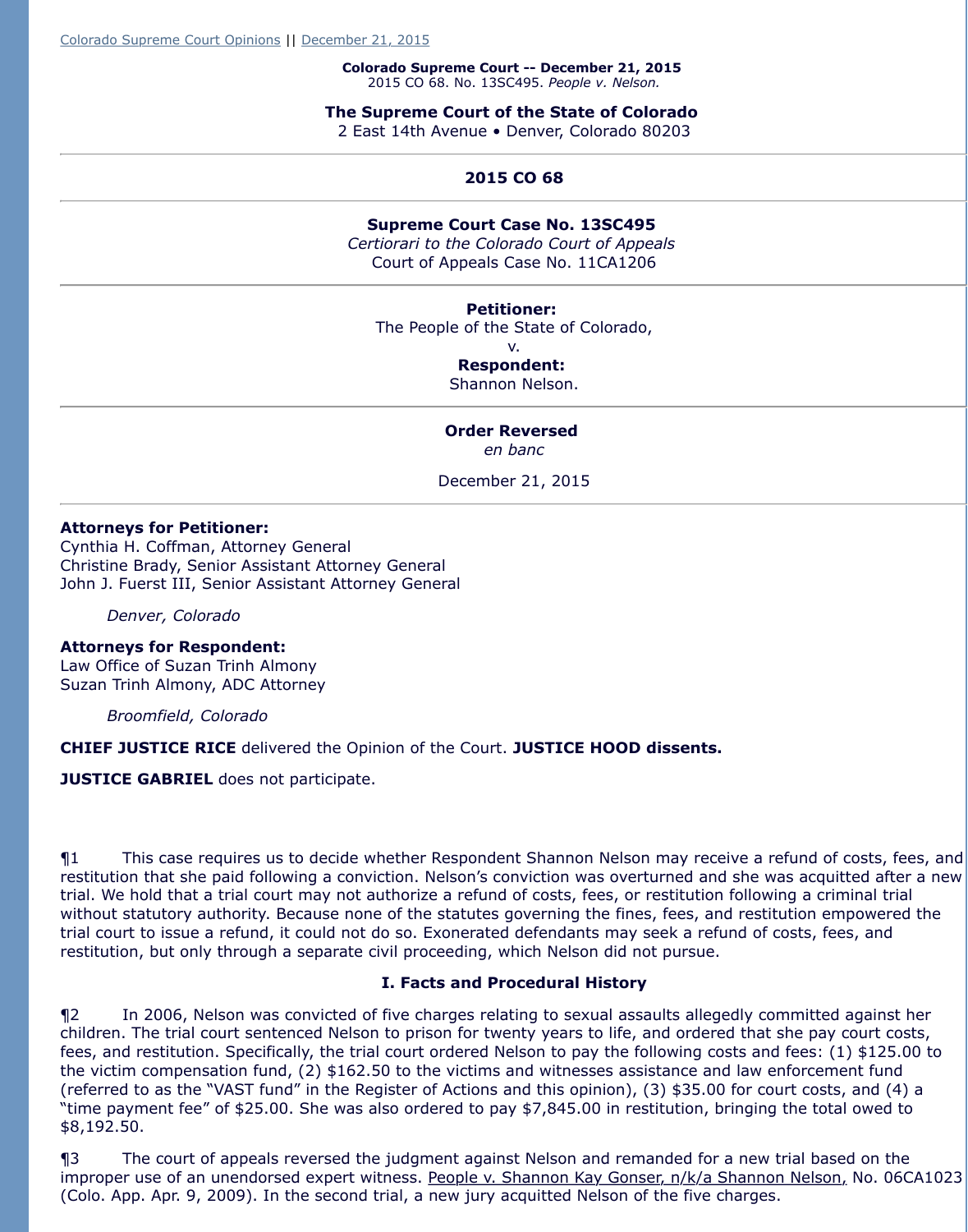Colorado Supreme Court Opinions || December 21, 2015

**Colorado Supreme Court -- December 21, 2015**
2015 CO 68. No. 13SC495. *People v. Nelson.*

**The Supreme Court of the State of Colorado**
2 East 14th Avenue • Denver, Colorado 80203

---

**2015 CO 68**

---

**Supreme Court Case No. 13SC495**
*Certiorari to the Colorado Court of Appeals*
Court of Appeals Case No. 11CA1206

---

**Petitioner:**
The People of the State of Colorado,
v.
**Respondent:**
Shannon Nelson.

---

**Order Reversed**
*en banc*

December 21, 2015

---

**Attorneys for Petitioner:**
Cynthia H. Coffman, Attorney General
Christine Brady, Senior Assistant Attorney General
John J. Fuerst III, Senior Assistant Attorney General

*Denver, Colorado*

**Attorneys for Respondent:**
Law Office of Suzan Trinh Almony
Suzan Trinh Almony, ADC Attorney

*Broomfield, Colorado*

**CHIEF JUSTICE RICE** delivered the Opinion of the Court. **JUSTICE HOOD dissents.**

**JUSTICE GABRIEL** does not participate.

¶1 This case requires us to decide whether Respondent Shannon Nelson may receive a refund of costs, fees, and restitution that she paid following a conviction. Nelson's conviction was overturned and she was acquitted after a new trial. We hold that a trial court may not authorize a refund of costs, fees, or restitution following a criminal trial without statutory authority. Because none of the statutes governing the fines, fees, and restitution empowered the trial court to issue a refund, it could not do so. Exonerated defendants may seek a refund of costs, fees, and restitution, but only through a separate civil proceeding, which Nelson did not pursue.

## I. Facts and Procedural History

¶2 In 2006, Nelson was convicted of five charges relating to sexual assaults allegedly committed against her children. The trial court sentenced Nelson to prison for twenty years to life, and ordered that she pay court costs, fees, and restitution. Specifically, the trial court ordered Nelson to pay the following costs and fees: (1) $125.00 to the victim compensation fund, (2) $162.50 to the victims and witnesses assistance and law enforcement fund (referred to as the "VAST fund" in the Register of Actions and this opinion), (3) $35.00 for court costs, and (4) a "time payment fee" of $25.00. She was also ordered to pay $7,845.00 in restitution, bringing the total owed to $8,192.50.

¶3 The court of appeals reversed the judgment against Nelson and remanded for a new trial based on the improper use of an unendorsed expert witness. People v. Shannon Kay Gonser, n/k/a Shannon Nelson, No. 06CA1023 (Colo. App. Apr. 9, 2009). In the second trial, a new jury acquitted Nelson of the five charges.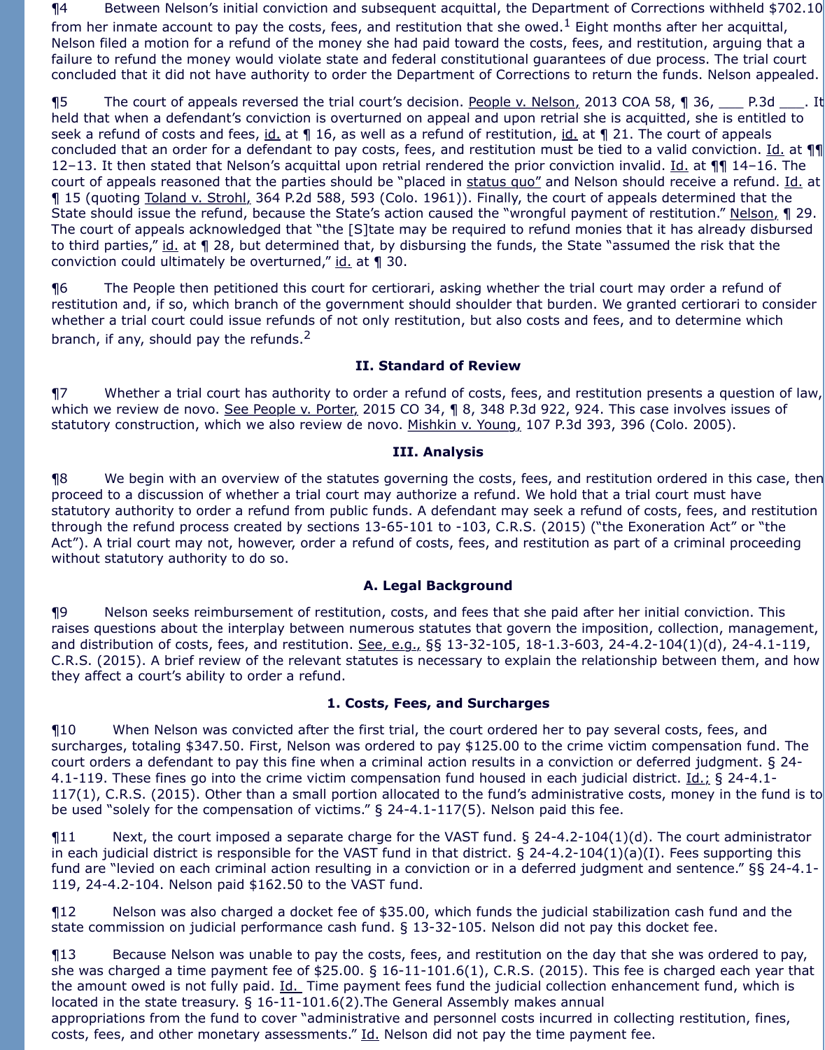¶4 Between Nelson's initial conviction and subsequent acquittal, the Department of Corrections withheld $702.10 from her inmate account to pay the costs, fees, and restitution that she owed.[1] Eight months after her acquittal, Nelson filed a motion for a refund of the money she had paid toward the costs, fees, and restitution, arguing that a failure to refund the money would violate state and federal constitutional guarantees of due process. The trial court concluded that it did not have authority to order the Department of Corrections to return the funds. Nelson appealed.

¶5 The court of appeals reversed the trial court's decision. People v. Nelson, 2013 COA 58, ¶ 36, ___ P.3d ___. It held that when a defendant's conviction is overturned on appeal and upon retrial she is acquitted, she is entitled to seek a refund of costs and fees, id. at ¶ 16, as well as a refund of restitution, id. at ¶ 21. The court of appeals concluded that an order for a defendant to pay costs, fees, and restitution must be tied to a valid conviction. Id. at ¶¶ 12–13. It then stated that Nelson's acquittal upon retrial rendered the prior conviction invalid. Id. at ¶¶ 14–16. The court of appeals reasoned that the parties should be "placed in status quo" and Nelson should receive a refund. Id. at ¶ 15 (quoting Toland v. Strohl, 364 P.2d 588, 593 (Colo. 1961)). Finally, the court of appeals determined that the State should issue the refund, because the State's action caused the "wrongful payment of restitution." Nelson, ¶ 29. The court of appeals acknowledged that "the [S]tate may be required to refund monies that it has already disbursed to third parties," id. at ¶ 28, but determined that, by disbursing the funds, the State "assumed the risk that the conviction could ultimately be overturned," id. at ¶ 30.

¶6 The People then petitioned this court for certiorari, asking whether the trial court may order a refund of restitution and, if so, which branch of the government should shoulder that burden. We granted certiorari to consider whether a trial court could issue refunds of not only restitution, but also costs and fees, and to determine which branch, if any, should pay the refunds.[2]

## II. Standard of Review

¶7 Whether a trial court has authority to order a refund of costs, fees, and restitution presents a question of law, which we review de novo. See People v. Porter, 2015 CO 34, ¶ 8, 348 P.3d 922, 924. This case involves issues of statutory construction, which we also review de novo. Mishkin v. Young, 107 P.3d 393, 396 (Colo. 2005).

## III. Analysis

¶8 We begin with an overview of the statutes governing the costs, fees, and restitution ordered in this case, then proceed to a discussion of whether a trial court may authorize a refund. We hold that a trial court must have statutory authority to order a refund from public funds. A defendant may seek a refund of costs, fees, and restitution through the refund process created by sections 13-65-101 to -103, C.R.S. (2015) ("the Exoneration Act" or "the Act"). A trial court may not, however, order a refund of costs, fees, and restitution as part of a criminal proceeding without statutory authority to do so.

### A. Legal Background

¶9 Nelson seeks reimbursement of restitution, costs, and fees that she paid after her initial conviction. This raises questions about the interplay between numerous statutes that govern the imposition, collection, management, and distribution of costs, fees, and restitution. See, e.g., §§ 13-32-105, 18-1.3-603, 24-4.2-104(1)(d), 24-4.1-119, C.R.S. (2015). A brief review of the relevant statutes is necessary to explain the relationship between them, and how they affect a court's ability to order a refund.

#### 1. Costs, Fees, and Surcharges

¶10 When Nelson was convicted after the first trial, the court ordered her to pay several costs, fees, and surcharges, totaling $347.50. First, Nelson was ordered to pay $125.00 to the crime victim compensation fund. The court orders a defendant to pay this fine when a criminal action results in a conviction or deferred judgment. § 24-4.1-119. These fines go into the crime victim compensation fund housed in each judicial district. Id.; § 24-4.1-117(1), C.R.S. (2015). Other than a small portion allocated to the fund's administrative costs, money in the fund is to be used "solely for the compensation of victims." § 24-4.1-117(5). Nelson paid this fee.

¶11 Next, the court imposed a separate charge for the VAST fund. § 24-4.2-104(1)(d). The court administrator in each judicial district is responsible for the VAST fund in that district. § 24-4.2-104(1)(a)(I). Fees supporting this fund are "levied on each criminal action resulting in a conviction or in a deferred judgment and sentence." §§ 24-4.1-119, 24-4.2-104. Nelson paid $162.50 to the VAST fund.

¶12 Nelson was also charged a docket fee of $35.00, which funds the judicial stabilization cash fund and the state commission on judicial performance cash fund. § 13-32-105. Nelson did not pay this docket fee.

¶13 Because Nelson was unable to pay the costs, fees, and restitution on the day that she was ordered to pay, she was charged a time payment fee of $25.00. § 16-11-101.6(1), C.R.S. (2015). This fee is charged each year that the amount owed is not fully paid. Id. Time payment fees fund the judicial collection enhancement fund, which is located in the state treasury. § 16-11-101.6(2).The General Assembly makes annual appropriations from the fund to cover "administrative and personnel costs incurred in collecting restitution, fines, costs, fees, and other monetary assessments." Id. Nelson did not pay the time payment fee.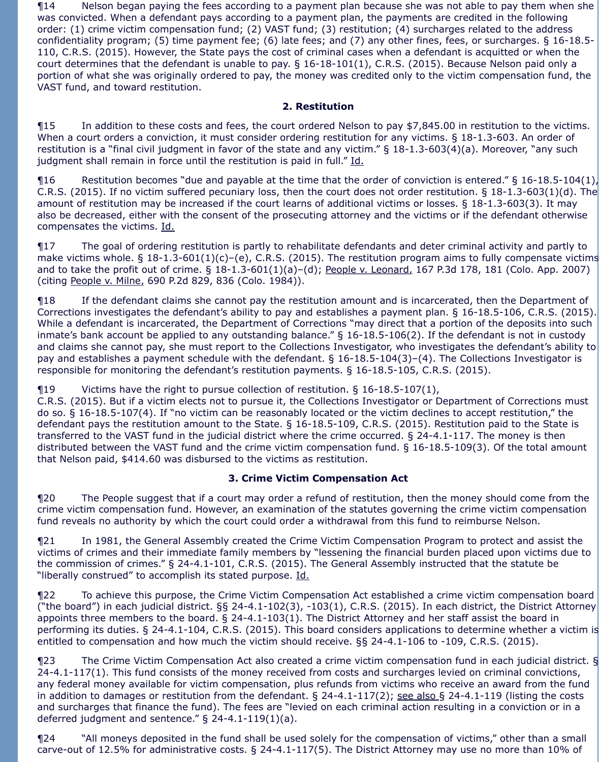¶14 Nelson began paying the fees according to a payment plan because she was not able to pay them when she was convicted. When a defendant pays according to a payment plan, the payments are credited in the following order: (1) crime victim compensation fund; (2) VAST fund; (3) restitution; (4) surcharges related to the address confidentiality program; (5) time payment fee; (6) late fees; and (7) any other fines, fees, or surcharges. § 16-18.5-110, C.R.S. (2015). However, the State pays the cost of criminal cases when a defendant is acquitted or when the court determines that the defendant is unable to pay. § 16-18-101(1), C.R.S. (2015). Because Nelson paid only a portion of what she was originally ordered to pay, the money was credited only to the victim compensation fund, the VAST fund, and toward restitution.

### 2. Restitution

¶15 In addition to these costs and fees, the court ordered Nelson to pay $7,845.00 in restitution to the victims. When a court orders a conviction, it must consider ordering restitution for any victims. § 18-1.3-603. An order of restitution is a "final civil judgment in favor of the state and any victim." § 18-1.3-603(4)(a). Moreover, "any such judgment shall remain in force until the restitution is paid in full." Id.

¶16 Restitution becomes "due and payable at the time that the order of conviction is entered." § 16-18.5-104(1), C.R.S. (2015). If no victim suffered pecuniary loss, then the court does not order restitution. § 18-1.3-603(1)(d). The amount of restitution may be increased if the court learns of additional victims or losses. § 18-1.3-603(3). It may also be decreased, either with the consent of the prosecuting attorney and the victims or if the defendant otherwise compensates the victims. Id.

¶17 The goal of ordering restitution is partly to rehabilitate defendants and deter criminal activity and partly to make victims whole. § 18-1.3-601(1)(c)–(e), C.R.S. (2015). The restitution program aims to fully compensate victims and to take the profit out of crime. § 18-1.3-601(1)(a)–(d); People v. Leonard, 167 P.3d 178, 181 (Colo. App. 2007) (citing People v. Milne, 690 P.2d 829, 836 (Colo. 1984)).

¶18 If the defendant claims she cannot pay the restitution amount and is incarcerated, then the Department of Corrections investigates the defendant's ability to pay and establishes a payment plan. § 16-18.5-106, C.R.S. (2015). While a defendant is incarcerated, the Department of Corrections "may direct that a portion of the deposits into such inmate's bank account be applied to any outstanding balance." § 16-18.5-106(2). If the defendant is not in custody and claims she cannot pay, she must report to the Collections Investigator, who investigates the defendant's ability to pay and establishes a payment schedule with the defendant. § 16-18.5-104(3)–(4). The Collections Investigator is responsible for monitoring the defendant's restitution payments. § 16-18.5-105, C.R.S. (2015).

¶19 Victims have the right to pursue collection of restitution. § 16-18.5-107(1), C.R.S. (2015). But if a victim elects not to pursue it, the Collections Investigator or Department of Corrections must do so. § 16-18.5-107(4). If "no victim can be reasonably located or the victim declines to accept restitution," the defendant pays the restitution amount to the State. § 16-18.5-109, C.R.S. (2015). Restitution paid to the State is transferred to the VAST fund in the judicial district where the crime occurred. § 24-4.1-117. The money is then distributed between the VAST fund and the crime victim compensation fund. § 16-18.5-109(3). Of the total amount that Nelson paid, $414.60 was disbursed to the victims as restitution.

### 3. Crime Victim Compensation Act

¶20 The People suggest that if a court may order a refund of restitution, then the money should come from the crime victim compensation fund. However, an examination of the statutes governing the crime victim compensation fund reveals no authority by which the court could order a withdrawal from this fund to reimburse Nelson.

¶21 In 1981, the General Assembly created the Crime Victim Compensation Program to protect and assist the victims of crimes and their immediate family members by "lessening the financial burden placed upon victims due to the commission of crimes." § 24-4.1-101, C.R.S. (2015). The General Assembly instructed that the statute be "liberally construed" to accomplish its stated purpose. Id.

¶22 To achieve this purpose, the Crime Victim Compensation Act established a crime victim compensation board ("the board") in each judicial district. §§ 24-4.1-102(3), -103(1), C.R.S. (2015). In each district, the District Attorney appoints three members to the board. § 24-4.1-103(1). The District Attorney and her staff assist the board in performing its duties. § 24-4.1-104, C.R.S. (2015). This board considers applications to determine whether a victim is entitled to compensation and how much the victim should receive. §§ 24-4.1-106 to -109, C.R.S. (2015).

¶23 The Crime Victim Compensation Act also created a crime victim compensation fund in each judicial district. § 24-4.1-117(1). This fund consists of the money received from costs and surcharges levied on criminal convictions, any federal money available for victim compensation, plus refunds from victims who receive an award from the fund in addition to damages or restitution from the defendant. § 24-4.1-117(2); see also § 24-4.1-119 (listing the costs and surcharges that finance the fund). The fees are "levied on each criminal action resulting in a conviction or in a deferred judgment and sentence." § 24-4.1-119(1)(a).

¶24 "All moneys deposited in the fund shall be used solely for the compensation of victims," other than a small carve-out of 12.5% for administrative costs. § 24-4.1-117(5). The District Attorney may use no more than 10% of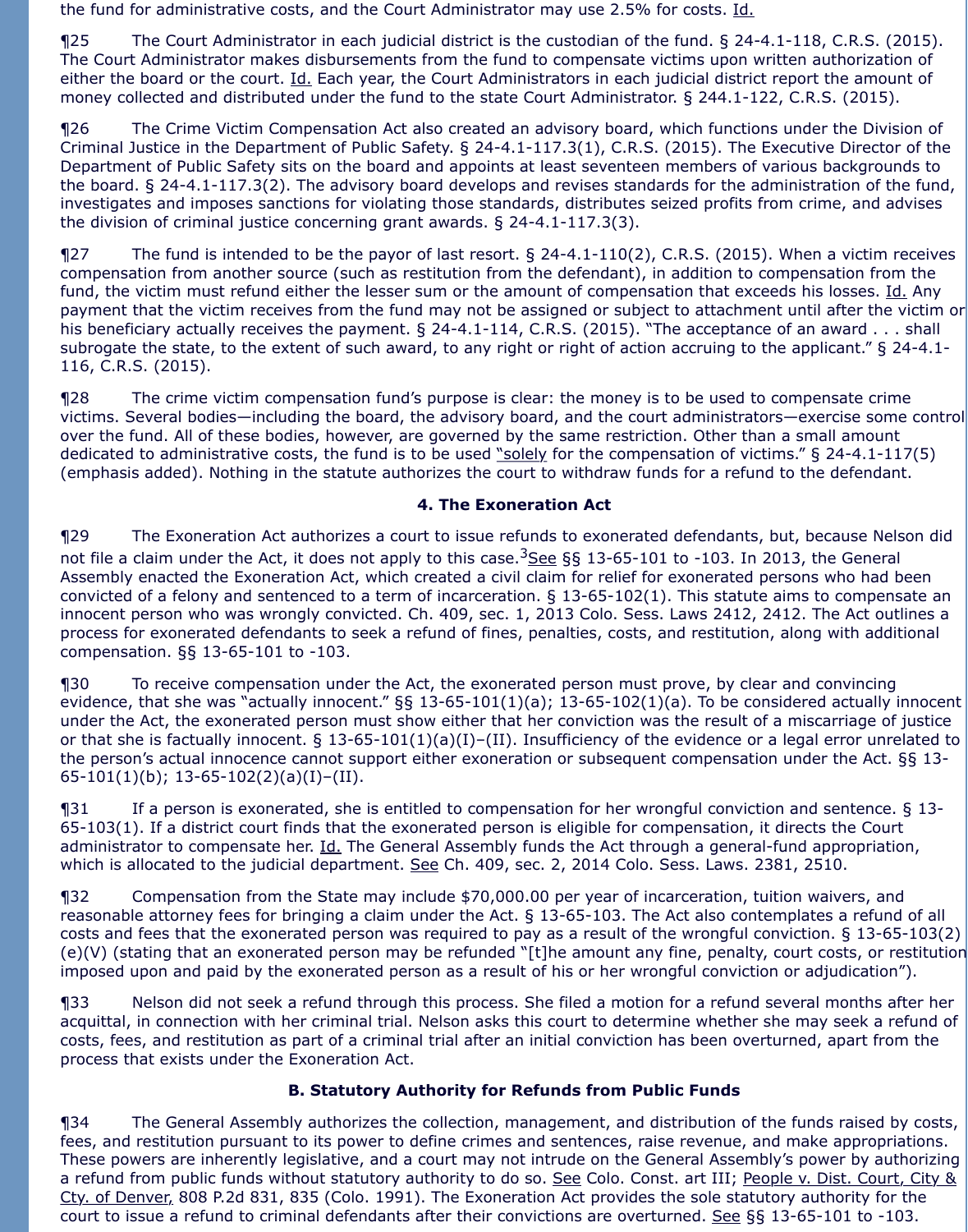the fund for administrative costs, and the Court Administrator may use 2.5% for costs. Id.

¶25 The Court Administrator in each judicial district is the custodian of the fund. § 24-4.1-118, C.R.S. (2015). The Court Administrator makes disbursements from the fund to compensate victims upon written authorization of either the board or the court. Id. Each year, the Court Administrators in each judicial district report the amount of money collected and distributed under the fund to the state Court Administrator. § 244.1-122, C.R.S. (2015).

¶26 The Crime Victim Compensation Act also created an advisory board, which functions under the Division of Criminal Justice in the Department of Public Safety. § 24-4.1-117.3(1), C.R.S. (2015). The Executive Director of the Department of Public Safety sits on the board and appoints at least seventeen members of various backgrounds to the board. § 24-4.1-117.3(2). The advisory board develops and revises standards for the administration of the fund, investigates and imposes sanctions for violating those standards, distributes seized profits from crime, and advises the division of criminal justice concerning grant awards. § 24-4.1-117.3(3).

¶27 The fund is intended to be the payor of last resort. § 24-4.1-110(2), C.R.S. (2015). When a victim receives compensation from another source (such as restitution from the defendant), in addition to compensation from the fund, the victim must refund either the lesser sum or the amount of compensation that exceeds his losses. Id. Any payment that the victim receives from the fund may not be assigned or subject to attachment until after the victim or his beneficiary actually receives the payment. § 24-4.1-114, C.R.S. (2015). "The acceptance of an award . . . shall subrogate the state, to the extent of such award, to any right or right of action accruing to the applicant." § 24-4.1-116, C.R.S. (2015).

¶28 The crime victim compensation fund's purpose is clear: the money is to be used to compensate crime victims. Several bodies—including the board, the advisory board, and the court administrators—exercise some control over the fund. All of these bodies, however, are governed by the same restriction. Other than a small amount dedicated to administrative costs, the fund is to be used "solely for the compensation of victims." § 24-4.1-117(5) (emphasis added). Nothing in the statute authorizes the court to withdraw funds for a refund to the defendant.

### 4. The Exoneration Act

¶29 The Exoneration Act authorizes a court to issue refunds to exonerated defendants, but, because Nelson did not file a claim under the Act, it does not apply to this case.[3] See §§ 13-65-101 to -103. In 2013, the General Assembly enacted the Exoneration Act, which created a civil claim for relief for exonerated persons who had been convicted of a felony and sentenced to a term of incarceration. § 13-65-102(1). This statute aims to compensate an innocent person who was wrongly convicted. Ch. 409, sec. 1, 2013 Colo. Sess. Laws 2412, 2412. The Act outlines a process for exonerated defendants to seek a refund of fines, penalties, costs, and restitution, along with additional compensation. §§ 13-65-101 to -103.

¶30 To receive compensation under the Act, the exonerated person must prove, by clear and convincing evidence, that she was "actually innocent." §§ 13-65-101(1)(a); 13-65-102(1)(a). To be considered actually innocent under the Act, the exonerated person must show either that her conviction was the result of a miscarriage of justice or that she is factually innocent. § 13-65-101(1)(a)(I)–(II). Insufficiency of the evidence or a legal error unrelated to the person's actual innocence cannot support either exoneration or subsequent compensation under the Act. §§ 13-65-101(1)(b); 13-65-102(2)(a)(I)–(II).

¶31 If a person is exonerated, she is entitled to compensation for her wrongful conviction and sentence. § 13-65-103(1). If a district court finds that the exonerated person is eligible for compensation, it directs the Court administrator to compensate her. Id. The General Assembly funds the Act through a general-fund appropriation, which is allocated to the judicial department. See Ch. 409, sec. 2, 2014 Colo. Sess. Laws. 2381, 2510.

¶32 Compensation from the State may include $70,000.00 per year of incarceration, tuition waivers, and reasonable attorney fees for bringing a claim under the Act. § 13-65-103. The Act also contemplates a refund of all costs and fees that the exonerated person was required to pay as a result of the wrongful conviction. § 13-65-103(2)(e)(V) (stating that an exonerated person may be refunded "[t]he amount any fine, penalty, court costs, or restitution imposed upon and paid by the exonerated person as a result of his or her wrongful conviction or adjudication").

¶33 Nelson did not seek a refund through this process. She filed a motion for a refund several months after her acquittal, in connection with her criminal trial. Nelson asks this court to determine whether she may seek a refund of costs, fees, and restitution as part of a criminal trial after an initial conviction has been overturned, apart from the process that exists under the Exoneration Act.

### B. Statutory Authority for Refunds from Public Funds

¶34 The General Assembly authorizes the collection, management, and distribution of the funds raised by costs, fees, and restitution pursuant to its power to define crimes and sentences, raise revenue, and make appropriations. These powers are inherently legislative, and a court may not intrude on the General Assembly's power by authorizing a refund from public funds without statutory authority to do so. See Colo. Const. art III; People v. Dist. Court, City & Cty. of Denver, 808 P.2d 831, 835 (Colo. 1991). The Exoneration Act provides the sole statutory authority for the court to issue a refund to criminal defendants after their convictions are overturned. See §§ 13-65-101 to -103.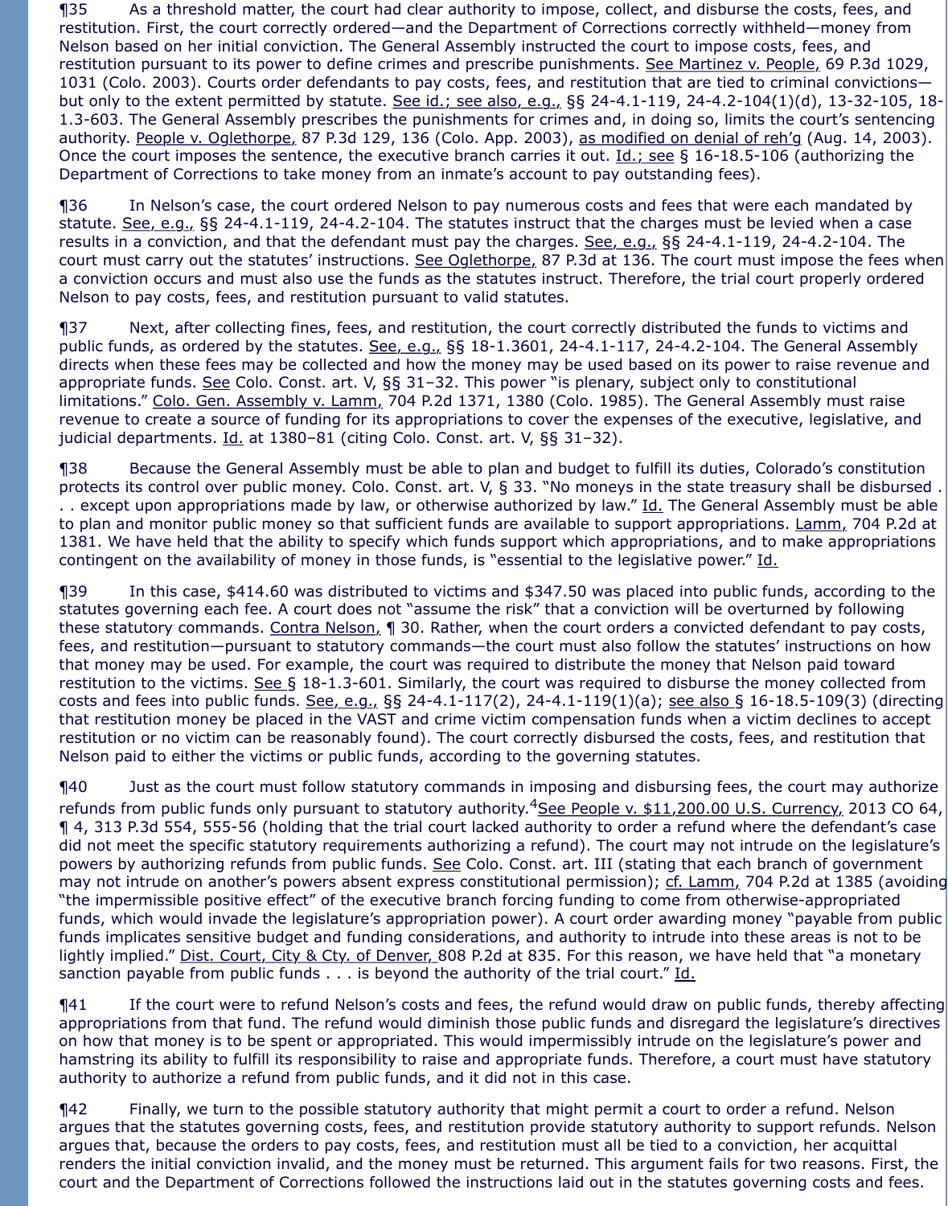¶35 As a threshold matter, the court had clear authority to impose, collect, and disburse the costs, fees, and restitution. First, the court correctly ordered—and the Department of Corrections correctly withheld—money from Nelson based on her initial conviction. The General Assembly instructed the court to impose costs, fees, and restitution pursuant to its power to define crimes and prescribe punishments. See Martinez v. People, 69 P.3d 1029, 1031 (Colo. 2003). Courts order defendants to pay costs, fees, and restitution that are tied to criminal convictions—but only to the extent permitted by statute. See id.; see also, e.g., §§ 24-4.1-119, 24-4.2-104(1)(d), 13-32-105, 18-1.3-603. The General Assembly prescribes the punishments for crimes and, in doing so, limits the court's sentencing authority. People v. Oglethorpe, 87 P.3d 129, 136 (Colo. App. 2003), as modified on denial of reh'g (Aug. 14, 2003). Once the court imposes the sentence, the executive branch carries it out. Id.; see § 16-18.5-106 (authorizing the Department of Corrections to take money from an inmate's account to pay outstanding fees).

¶36 In Nelson's case, the court ordered Nelson to pay numerous costs and fees that were each mandated by statute. See, e.g., §§ 24-4.1-119, 24-4.2-104. The statutes instruct that the charges must be levied when a case results in a conviction, and that the defendant must pay the charges. See, e.g., §§ 24-4.1-119, 24-4.2-104. The court must carry out the statutes' instructions. See Oglethorpe, 87 P.3d at 136. The court must impose the fees when a conviction occurs and must also use the funds as the statutes instruct. Therefore, the trial court properly ordered Nelson to pay costs, fees, and restitution pursuant to valid statutes.

¶37 Next, after collecting fines, fees, and restitution, the court correctly distributed the funds to victims and public funds, as ordered by the statutes. See, e.g., §§ 18-1.3601, 24-4.1-117, 24-4.2-104. The General Assembly directs when these fees may be collected and how the money may be used based on its power to raise revenue and appropriate funds. See Colo. Const. art. V, §§ 31–32. This power "is plenary, subject only to constitutional limitations." Colo. Gen. Assembly v. Lamm, 704 P.2d 1371, 1380 (Colo. 1985). The General Assembly must raise revenue to create a source of funding for its appropriations to cover the expenses of the executive, legislative, and judicial departments. Id. at 1380–81 (citing Colo. Const. art. V, §§ 31–32).

¶38 Because the General Assembly must be able to plan and budget to fulfill its duties, Colorado's constitution protects its control over public money. Colo. Const. art. V, § 33. "No moneys in the state treasury shall be disbursed . . . except upon appropriations made by law, or otherwise authorized by law." Id. The General Assembly must be able to plan and monitor public money so that sufficient funds are available to support appropriations. Lamm, 704 P.2d at 1381. We have held that the ability to specify which funds support which appropriations, and to make appropriations contingent on the availability of money in those funds, is "essential to the legislative power." Id.

¶39 In this case, $414.60 was distributed to victims and $347.50 was placed into public funds, according to the statutes governing each fee. A court does not "assume the risk" that a conviction will be overturned by following these statutory commands. Contra Nelson, ¶ 30. Rather, when the court orders a convicted defendant to pay costs, fees, and restitution—pursuant to statutory commands—the court must also follow the statutes' instructions on how that money may be used. For example, the court was required to distribute the money that Nelson paid toward restitution to the victims. See § 18-1.3-601. Similarly, the court was required to disburse the money collected from costs and fees into public funds. See, e.g., §§ 24-4.1-117(2), 24-4.1-119(1)(a); see also § 16-18.5-109(3) (directing that restitution money be placed in the VAST and crime victim compensation funds when a victim declines to accept restitution or no victim can be reasonably found). The court correctly disbursed the costs, fees, and restitution that Nelson paid to either the victims or public funds, according to the governing statutes.

¶40 Just as the court must follow statutory commands in imposing and disbursing fees, the court may authorize refunds from public funds only pursuant to statutory authority.[4] See People v. $11,200.00 U.S. Currency, 2013 CO 64, ¶ 4, 313 P.3d 554, 555-56 (holding that the trial court lacked authority to order a refund where the defendant's case did not meet the specific statutory requirements authorizing a refund). The court may not intrude on the legislature's powers by authorizing refunds from public funds. See Colo. Const. art. III (stating that each branch of government may not intrude on another's powers absent express constitutional permission); cf. Lamm, 704 P.2d at 1385 (avoiding "the impermissible positive effect" of the executive branch forcing funding to come from otherwise-appropriated funds, which would invade the legislature's appropriation power). A court order awarding money "payable from public funds implicates sensitive budget and funding considerations, and authority to intrude into these areas is not to be lightly implied." Dist. Court, City & Cty. of Denver, 808 P.2d at 835. For this reason, we have held that "a monetary sanction payable from public funds . . . is beyond the authority of the trial court." Id.

¶41 If the court were to refund Nelson's costs and fees, the refund would draw on public funds, thereby affecting appropriations from that fund. The refund would diminish those public funds and disregard the legislature's directives on how that money is to be spent or appropriated. This would impermissibly intrude on the legislature's power and hamstring its ability to fulfill its responsibility to raise and appropriate funds. Therefore, a court must have statutory authority to authorize a refund from public funds, and it did not in this case.

¶42 Finally, we turn to the possible statutory authority that might permit a court to order a refund. Nelson argues that the statutes governing costs, fees, and restitution provide statutory authority to support refunds. Nelson argues that, because the orders to pay costs, fees, and restitution must all be tied to a conviction, her acquittal renders the initial conviction invalid, and the money must be returned. This argument fails for two reasons. First, the court and the Department of Corrections followed the instructions laid out in the statutes governing costs and fees.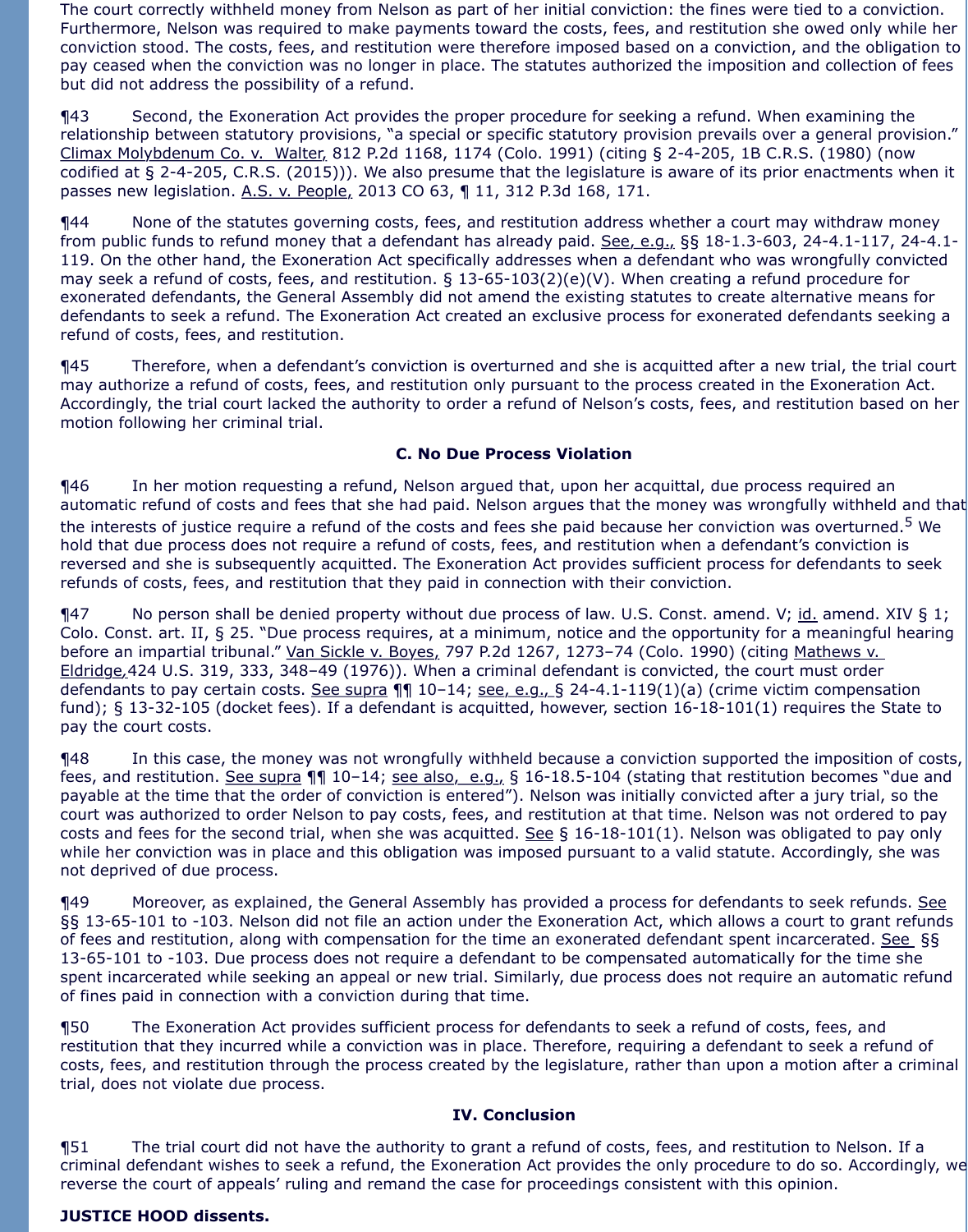The court correctly withheld money from Nelson as part of her initial conviction: the fines were tied to a conviction. Furthermore, Nelson was required to make payments toward the costs, fees, and restitution she owed only while her conviction stood. The costs, fees, and restitution were therefore imposed based on a conviction, and the obligation to pay ceased when the conviction was no longer in place. The statutes authorized the imposition and collection of fees but did not address the possibility of a refund.

¶43 Second, the Exoneration Act provides the proper procedure for seeking a refund. When examining the relationship between statutory provisions, "a special or specific statutory provision prevails over a general provision." Climax Molybdenum Co. v. Walter, 812 P.2d 1168, 1174 (Colo. 1991) (citing § 2-4-205, 1B C.R.S. (1980) (now codified at § 2-4-205, C.R.S. (2015))). We also presume that the legislature is aware of its prior enactments when it passes new legislation. A.S. v. People, 2013 CO 63, ¶ 11, 312 P.3d 168, 171.

¶44 None of the statutes governing costs, fees, and restitution address whether a court may withdraw money from public funds to refund money that a defendant has already paid. See, e.g., §§ 18-1.3-603, 24-4.1-117, 24-4.1-119. On the other hand, the Exoneration Act specifically addresses when a defendant who was wrongfully convicted may seek a refund of costs, fees, and restitution. § 13-65-103(2)(e)(V). When creating a refund procedure for exonerated defendants, the General Assembly did not amend the existing statutes to create alternative means for defendants to seek a refund. The Exoneration Act created an exclusive process for exonerated defendants seeking a refund of costs, fees, and restitution.

¶45 Therefore, when a defendant's conviction is overturned and she is acquitted after a new trial, the trial court may authorize a refund of costs, fees, and restitution only pursuant to the process created in the Exoneration Act. Accordingly, the trial court lacked the authority to order a refund of Nelson's costs, fees, and restitution based on her motion following her criminal trial.

### C. No Due Process Violation

¶46 In her motion requesting a refund, Nelson argued that, upon her acquittal, due process required an automatic refund of costs and fees that she had paid. Nelson argues that the money was wrongfully withheld and that the interests of justice require a refund of the costs and fees she paid because her conviction was overturned.[5] We hold that due process does not require a refund of costs, fees, and restitution when a defendant's conviction is reversed and she is subsequently acquitted. The Exoneration Act provides sufficient process for defendants to seek refunds of costs, fees, and restitution that they paid in connection with their conviction.

¶47 No person shall be denied property without due process of law. U.S. Const. amend. V; id. amend. XIV § 1; Colo. Const. art. II, § 25. "Due process requires, at a minimum, notice and the opportunity for a meaningful hearing before an impartial tribunal." Van Sickle v. Boyes, 797 P.2d 1267, 1273–74 (Colo. 1990) (citing Mathews v. Eldridge, 424 U.S. 319, 333, 348–49 (1976)). When a criminal defendant is convicted, the court must order defendants to pay certain costs. See supra ¶¶ 10–14; see, e.g., § 24-4.1-119(1)(a) (crime victim compensation fund); § 13-32-105 (docket fees). If a defendant is acquitted, however, section 16-18-101(1) requires the State to pay the court costs.

¶48 In this case, the money was not wrongfully withheld because a conviction supported the imposition of costs, fees, and restitution. See supra ¶¶ 10–14; see also, e.g., § 16-18.5-104 (stating that restitution becomes "due and payable at the time that the order of conviction is entered"). Nelson was initially convicted after a jury trial, so the court was authorized to order Nelson to pay costs, fees, and restitution at that time. Nelson was not ordered to pay costs and fees for the second trial, when she was acquitted. See § 16-18-101(1). Nelson was obligated to pay only while her conviction was in place and this obligation was imposed pursuant to a valid statute. Accordingly, she was not deprived of due process.

¶49 Moreover, as explained, the General Assembly has provided a process for defendants to seek refunds. See §§ 13-65-101 to -103. Nelson did not file an action under the Exoneration Act, which allows a court to grant refunds of fees and restitution, along with compensation for the time an exonerated defendant spent incarcerated. See §§ 13-65-101 to -103. Due process does not require a defendant to be compensated automatically for the time she spent incarcerated while seeking an appeal or new trial. Similarly, due process does not require an automatic refund of fines paid in connection with a conviction during that time.

¶50 The Exoneration Act provides sufficient process for defendants to seek a refund of costs, fees, and restitution that they incurred while a conviction was in place. Therefore, requiring a defendant to seek a refund of costs, fees, and restitution through the process created by the legislature, rather than upon a motion after a criminal trial, does not violate due process.

## IV. Conclusion

¶51 The trial court did not have the authority to grant a refund of costs, fees, and restitution to Nelson. If a criminal defendant wishes to seek a refund, the Exoneration Act provides the only procedure to do so. Accordingly, we reverse the court of appeals' ruling and remand the case for proceedings consistent with this opinion.

**JUSTICE HOOD dissents.**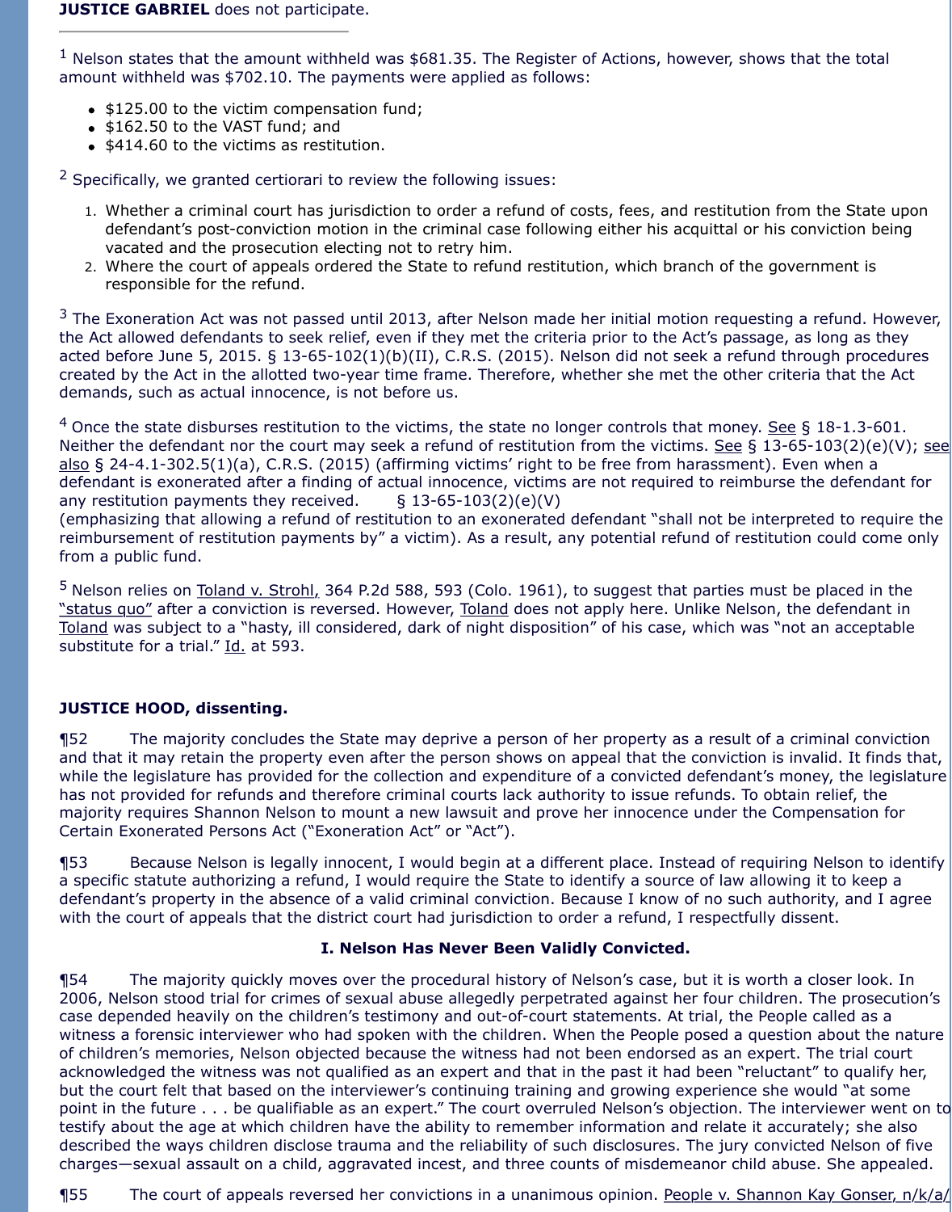**JUSTICE GABRIEL** does not participate.

---

[1] Nelson states that the amount withheld was $681.35. The Register of Actions, however, shows that the total amount withheld was $702.10. The payments were applied as follows:

- $125.00 to the victim compensation fund;
- $162.50 to the VAST fund; and
- $414.60 to the victims as restitution.

[2] Specifically, we granted certiorari to review the following issues:

1. Whether a criminal court has jurisdiction to order a refund of costs, fees, and restitution from the State upon defendant's post-conviction motion in the criminal case following either his acquittal or his conviction being vacated and the prosecution electing not to retry him.
2. Where the court of appeals ordered the State to refund restitution, which branch of the government is responsible for the refund.

[3] The Exoneration Act was not passed until 2013, after Nelson made her initial motion requesting a refund. However, the Act allowed defendants to seek relief, even if they met the criteria prior to the Act's passage, as long as they acted before June 5, 2015. § 13-65-102(1)(b)(II), C.R.S. (2015). Nelson did not seek a refund through procedures created by the Act in the allotted two-year time frame. Therefore, whether she met the other criteria that the Act demands, such as actual innocence, is not before us.

[4] Once the state disburses restitution to the victims, the state no longer controls that money. See § 18-1.3-601. Neither the defendant nor the court may seek a refund of restitution from the victims. See § 13-65-103(2)(e)(V); see also § 24-4.1-302.5(1)(a), C.R.S. (2015) (affirming victims' right to be free from harassment). Even when a defendant is exonerated after a finding of actual innocence, victims are not required to reimburse the defendant for any restitution payments they received. § 13-65-103(2)(e)(V) (emphasizing that allowing a refund of restitution to an exonerated defendant "shall not be interpreted to require the reimbursement of restitution payments by" a victim). As a result, any potential refund of restitution could come only from a public fund.

[5] Nelson relies on Toland v. Strohl, 364 P.2d 588, 593 (Colo. 1961), to suggest that parties must be placed in the "status quo" after a conviction is reversed. However, Toland does not apply here. Unlike Nelson, the defendant in Toland was subject to a "hasty, ill considered, dark of night disposition" of his case, which was "not an acceptable substitute for a trial." Id. at 593.

**JUSTICE HOOD, dissenting.**

¶52 The majority concludes the State may deprive a person of her property as a result of a criminal conviction and that it may retain the property even after the person shows on appeal that the conviction is invalid. It finds that, while the legislature has provided for the collection and expenditure of a convicted defendant's money, the legislature has not provided for refunds and therefore criminal courts lack authority to issue refunds. To obtain relief, the majority requires Shannon Nelson to mount a new lawsuit and prove her innocence under the Compensation for Certain Exonerated Persons Act ("Exoneration Act" or "Act").

¶53 Because Nelson is legally innocent, I would begin at a different place. Instead of requiring Nelson to identify a specific statute authorizing a refund, I would require the State to identify a source of law allowing it to keep a defendant's property in the absence of a valid criminal conviction. Because I know of no such authority, and I agree with the court of appeals that the district court had jurisdiction to order a refund, I respectfully dissent.

### I. Nelson Has Never Been Validly Convicted.

¶54 The majority quickly moves over the procedural history of Nelson's case, but it is worth a closer look. In 2006, Nelson stood trial for crimes of sexual abuse allegedly perpetrated against her four children. The prosecution's case depended heavily on the children's testimony and out-of-court statements. At trial, the People called as a witness a forensic interviewer who had spoken with the children. When the People posed a question about the nature of children's memories, Nelson objected because the witness had not been endorsed as an expert. The trial court acknowledged the witness was not qualified as an expert and that in the past it had been "reluctant" to qualify her, but the court felt that based on the interviewer's continuing training and growing experience she would "at some point in the future . . . be qualifiable as an expert." The court overruled Nelson's objection. The interviewer went on to testify about the age at which children have the ability to remember information and relate it accurately; she also described the ways children disclose trauma and the reliability of such disclosures. The jury convicted Nelson of five charges—sexual assault on a child, aggravated incest, and three counts of misdemeanor child abuse. She appealed.

¶55 The court of appeals reversed her convictions in a unanimous opinion. People v. Shannon Kay Gonser, n/k/a/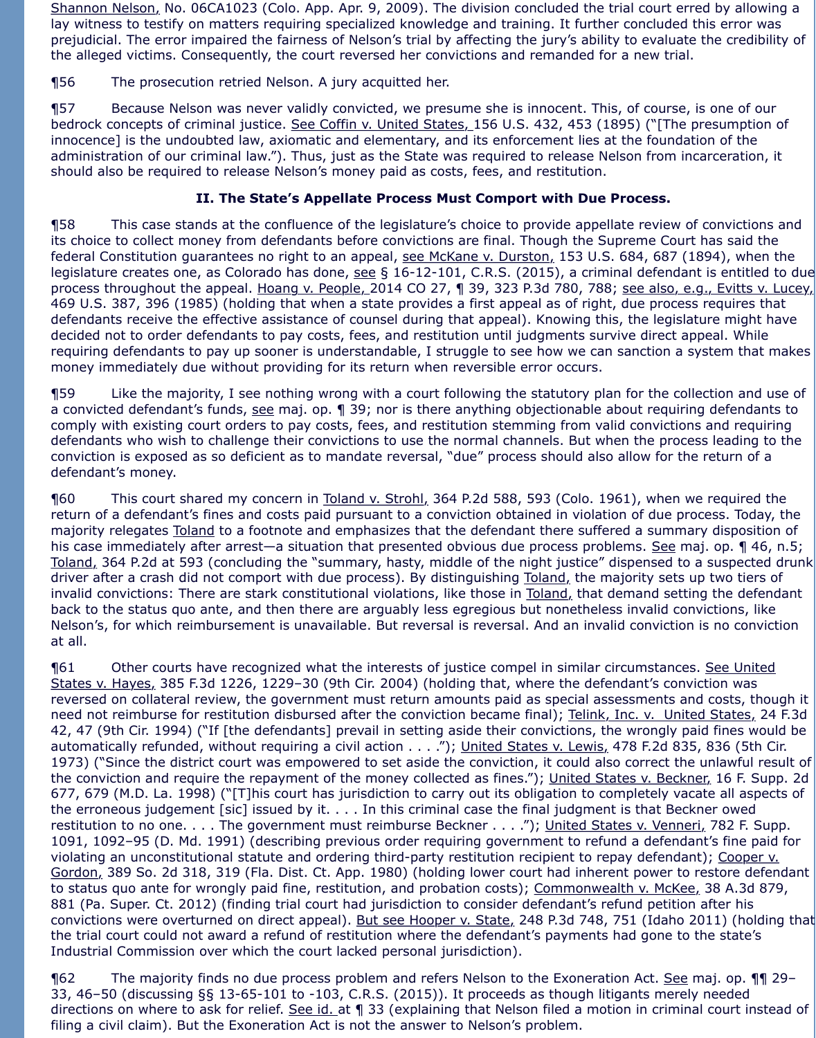Shannon Nelson, No. 06CA1023 (Colo. App. Apr. 9, 2009). The division concluded the trial court erred by allowing a lay witness to testify on matters requiring specialized knowledge and training. It further concluded this error was prejudicial. The error impaired the fairness of Nelson's trial by affecting the jury's ability to evaluate the credibility of the alleged victims. Consequently, the court reversed her convictions and remanded for a new trial.

¶56 The prosecution retried Nelson. A jury acquitted her.

¶57 Because Nelson was never validly convicted, we presume she is innocent. This, of course, is one of our bedrock concepts of criminal justice. See Coffin v. United States, 156 U.S. 432, 453 (1895) ("[The presumption of innocence] is the undoubted law, axiomatic and elementary, and its enforcement lies at the foundation of the administration of our criminal law."). Thus, just as the State was required to release Nelson from incarceration, it should also be required to release Nelson's money paid as costs, fees, and restitution.

### II. The State's Appellate Process Must Comport with Due Process.

¶58 This case stands at the confluence of the legislature's choice to provide appellate review of convictions and its choice to collect money from defendants before convictions are final. Though the Supreme Court has said the federal Constitution guarantees no right to an appeal, see McKane v. Durston, 153 U.S. 684, 687 (1894), when the legislature creates one, as Colorado has done, see § 16-12-101, C.R.S. (2015), a criminal defendant is entitled to due process throughout the appeal. Hoang v. People, 2014 CO 27, ¶ 39, 323 P.3d 780, 788; see also, e.g., Evitts v. Lucey, 469 U.S. 387, 396 (1985) (holding that when a state provides a first appeal as of right, due process requires that defendants receive the effective assistance of counsel during that appeal). Knowing this, the legislature might have decided not to order defendants to pay costs, fees, and restitution until judgments survive direct appeal. While requiring defendants to pay up sooner is understandable, I struggle to see how we can sanction a system that makes money immediately due without providing for its return when reversible error occurs.

¶59 Like the majority, I see nothing wrong with a court following the statutory plan for the collection and use of a convicted defendant's funds, see maj. op. ¶ 39; nor is there anything objectionable about requiring defendants to comply with existing court orders to pay costs, fees, and restitution stemming from valid convictions and requiring defendants who wish to challenge their convictions to use the normal channels. But when the process leading to the conviction is exposed as so deficient as to mandate reversal, "due" process should also allow for the return of a defendant's money.

¶60 This court shared my concern in Toland v. Strohl, 364 P.2d 588, 593 (Colo. 1961), when we required the return of a defendant's fines and costs paid pursuant to a conviction obtained in violation of due process. Today, the majority relegates Toland to a footnote and emphasizes that the defendant there suffered a summary disposition of his case immediately after arrest—a situation that presented obvious due process problems. See maj. op. ¶ 46, n.5; Toland, 364 P.2d at 593 (concluding the "summary, hasty, middle of the night justice" dispensed to a suspected drunk driver after a crash did not comport with due process). By distinguishing Toland, the majority sets up two tiers of invalid convictions: There are stark constitutional violations, like those in Toland, that demand setting the defendant back to the status quo ante, and then there are arguably less egregious but nonetheless invalid convictions, like Nelson's, for which reimbursement is unavailable. But reversal is reversal. And an invalid conviction is no conviction at all.

¶61 Other courts have recognized what the interests of justice compel in similar circumstances. See United States v. Hayes, 385 F.3d 1226, 1229–30 (9th Cir. 2004) (holding that, where the defendant's conviction was reversed on collateral review, the government must return amounts paid as special assessments and costs, though it need not reimburse for restitution disbursed after the conviction became final); Telink, Inc. v. United States, 24 F.3d 42, 47 (9th Cir. 1994) ("If [the defendants] prevail in setting aside their convictions, the wrongly paid fines would be automatically refunded, without requiring a civil action . . . ."); United States v. Lewis, 478 F.2d 835, 836 (5th Cir. 1973) ("Since the district court was empowered to set aside the conviction, it could also correct the unlawful result of the conviction and require the repayment of the money collected as fines."); United States v. Beckner, 16 F. Supp. 2d 677, 679 (M.D. La. 1998) ("[T]his court has jurisdiction to carry out its obligation to completely vacate all aspects of the erroneous judgement [sic] issued by it. . . . In this criminal case the final judgment is that Beckner owed restitution to no one. . . . The government must reimburse Beckner . . . ."); United States v. Venneri, 782 F. Supp. 1091, 1092–95 (D. Md. 1991) (describing previous order requiring government to refund a defendant's fine paid for violating an unconstitutional statute and ordering third-party restitution recipient to repay defendant); Cooper v. Gordon, 389 So. 2d 318, 319 (Fla. Dist. Ct. App. 1980) (holding lower court had inherent power to restore defendant to status quo ante for wrongly paid fine, restitution, and probation costs); Commonwealth v. McKee, 38 A.3d 879, 881 (Pa. Super. Ct. 2012) (finding trial court had jurisdiction to consider defendant's refund petition after his convictions were overturned on direct appeal). But see Hooper v. State, 248 P.3d 748, 751 (Idaho 2011) (holding that the trial court could not award a refund of restitution where the defendant's payments had gone to the state's Industrial Commission over which the court lacked personal jurisdiction).

¶62 The majority finds no due process problem and refers Nelson to the Exoneration Act. See maj. op. ¶¶ 29–33, 46–50 (discussing §§ 13-65-101 to -103, C.R.S. (2015)). It proceeds as though litigants merely needed directions on where to ask for relief. See id. at ¶ 33 (explaining that Nelson filed a motion in criminal court instead of filing a civil claim). But the Exoneration Act is not the answer to Nelson's problem.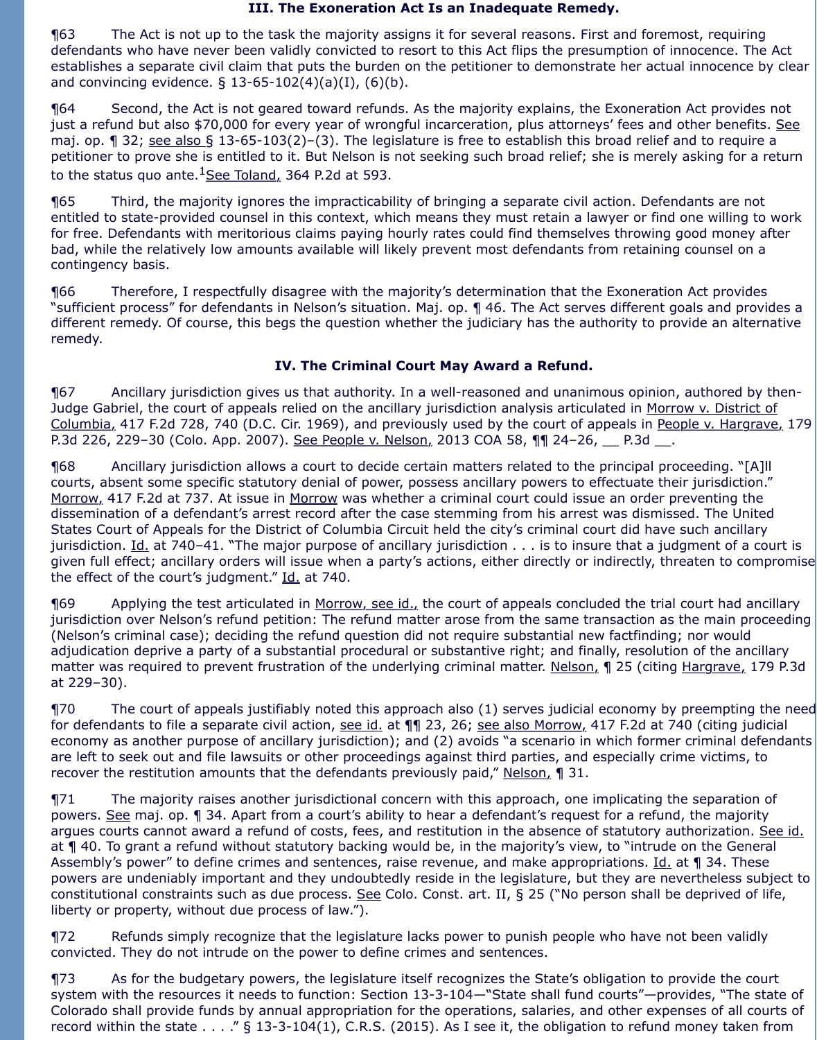## III. The Exoneration Act Is an Inadequate Remedy.

¶63 The Act is not up to the task the majority assigns it for several reasons. First and foremost, requiring defendants who have never been validly convicted to resort to this Act flips the presumption of innocence. The Act establishes a separate civil claim that puts the burden on the petitioner to demonstrate her actual innocence by clear and convincing evidence. § 13-65-102(4)(a)(I), (6)(b).

¶64 Second, the Act is not geared toward refunds. As the majority explains, the Exoneration Act provides not just a refund but also $70,000 for every year of wrongful incarceration, plus attorneys' fees and other benefits. See maj. op. ¶ 32; see also § 13-65-103(2)–(3). The legislature is free to establish this broad relief and to require a petitioner to prove she is entitled to it. But Nelson is not seeking such broad relief; she is merely asking for a return to the status quo ante.[1] See Toland, 364 P.2d at 593.

¶65 Third, the majority ignores the impracticability of bringing a separate civil action. Defendants are not entitled to state-provided counsel in this context, which means they must retain a lawyer or find one willing to work for free. Defendants with meritorious claims paying hourly rates could find themselves throwing good money after bad, while the relatively low amounts available will likely prevent most defendants from retaining counsel on a contingency basis.

¶66 Therefore, I respectfully disagree with the majority's determination that the Exoneration Act provides "sufficient process" for defendants in Nelson's situation. Maj. op. ¶ 46. The Act serves different goals and provides a different remedy. Of course, this begs the question whether the judiciary has the authority to provide an alternative remedy.

## IV. The Criminal Court May Award a Refund.

¶67 Ancillary jurisdiction gives us that authority. In a well-reasoned and unanimous opinion, authored by then-Judge Gabriel, the court of appeals relied on the ancillary jurisdiction analysis articulated in Morrow v. District of Columbia, 417 F.2d 728, 740 (D.C. Cir. 1969), and previously used by the court of appeals in People v. Hargrave, 179 P.3d 226, 229–30 (Colo. App. 2007). See People v. Nelson, 2013 COA 58, ¶¶ 24–26, __ P.3d __.

¶68 Ancillary jurisdiction allows a court to decide certain matters related to the principal proceeding. "[A]ll courts, absent some specific statutory denial of power, possess ancillary powers to effectuate their jurisdiction." Morrow, 417 F.2d at 737. At issue in Morrow was whether a criminal court could issue an order preventing the dissemination of a defendant's arrest record after the case stemming from his arrest was dismissed. The United States Court of Appeals for the District of Columbia Circuit held the city's criminal court did have such ancillary jurisdiction. Id. at 740–41. "The major purpose of ancillary jurisdiction . . . is to insure that a judgment of a court is given full effect; ancillary orders will issue when a party's actions, either directly or indirectly, threaten to compromise the effect of the court's judgment." Id. at 740.

¶69 Applying the test articulated in Morrow, see id., the court of appeals concluded the trial court had ancillary jurisdiction over Nelson's refund petition: The refund matter arose from the same transaction as the main proceeding (Nelson's criminal case); deciding the refund question did not require substantial new factfinding; nor would adjudication deprive a party of a substantial procedural or substantive right; and finally, resolution of the ancillary matter was required to prevent frustration of the underlying criminal matter. Nelson, ¶ 25 (citing Hargrave, 179 P.3d at 229–30).

¶70 The court of appeals justifiably noted this approach also (1) serves judicial economy by preempting the need for defendants to file a separate civil action, see id. at ¶¶ 23, 26; see also Morrow, 417 F.2d at 740 (citing judicial economy as another purpose of ancillary jurisdiction); and (2) avoids "a scenario in which former criminal defendants are left to seek out and file lawsuits or other proceedings against third parties, and especially crime victims, to recover the restitution amounts that the defendants previously paid," Nelson, ¶ 31.

¶71 The majority raises another jurisdictional concern with this approach, one implicating the separation of powers. See maj. op. ¶ 34. Apart from a court's ability to hear a defendant's request for a refund, the majority argues courts cannot award a refund of costs, fees, and restitution in the absence of statutory authorization. See id. at ¶ 40. To grant a refund without statutory backing would be, in the majority's view, to "intrude on the General Assembly's power" to define crimes and sentences, raise revenue, and make appropriations. Id. at ¶ 34. These powers are undeniably important and they undoubtedly reside in the legislature, but they are nevertheless subject to constitutional constraints such as due process. See Colo. Const. art. II, § 25 ("No person shall be deprived of life, liberty or property, without due process of law.").

¶72 Refunds simply recognize that the legislature lacks power to punish people who have not been validly convicted. They do not intrude on the power to define crimes and sentences.

¶73 As for the budgetary powers, the legislature itself recognizes the State's obligation to provide the court system with the resources it needs to function: Section 13-3-104—"State shall fund courts"—provides, "The state of Colorado shall provide funds by annual appropriation for the operations, salaries, and other expenses of all courts of record within the state . . . ." § 13-3-104(1), C.R.S. (2015). As I see it, the obligation to refund money taken from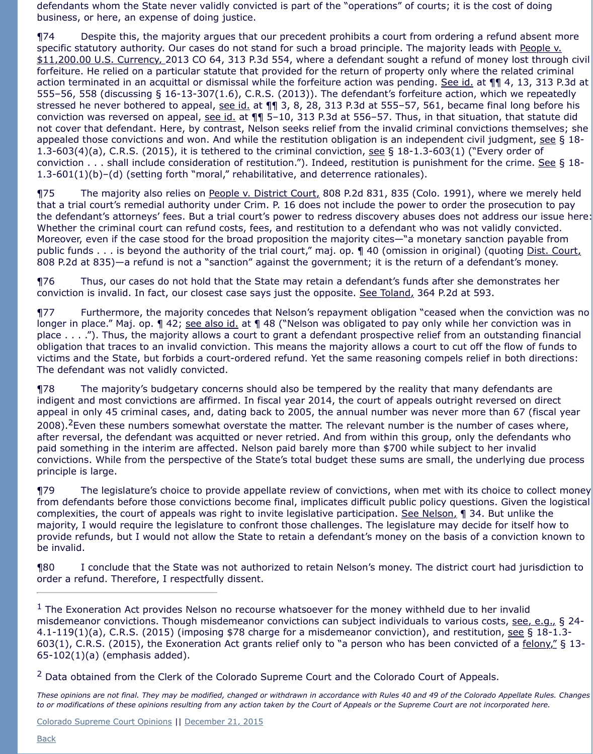defendants whom the State never validly convicted is part of the "operations" of courts; it is the cost of doing business, or here, an expense of doing justice.

¶74 Despite this, the majority argues that our precedent prohibits a court from ordering a refund absent more specific statutory authority. Our cases do not stand for such a broad principle. The majority leads with People v. $11,200.00 U.S. Currency, 2013 CO 64, 313 P.3d 554, where a defendant sought a refund of money lost through civil forfeiture. He relied on a particular statute that provided for the return of property only where the related criminal action terminated in an acquittal or dismissal while the forfeiture action was pending. See id. at ¶¶ 4, 13, 313 P.3d at 555–56, 558 (discussing § 16-13-307(1.6), C.R.S. (2013)). The defendant's forfeiture action, which we repeatedly stressed he never bothered to appeal, see id. at ¶¶ 3, 8, 28, 313 P.3d at 555–57, 561, became final long before his conviction was reversed on appeal, see id. at ¶¶ 5–10, 313 P.3d at 556–57. Thus, in that situation, that statute did not cover that defendant. Here, by contrast, Nelson seeks relief from the invalid criminal convictions themselves; she appealed those convictions and won. And while the restitution obligation is an independent civil judgment, see § 18-1.3-603(4)(a), C.R.S. (2015), it is tethered to the criminal conviction, see § 18-1.3-603(1) ("Every order of conviction . . . shall include consideration of restitution."). Indeed, restitution is punishment for the crime. See § 18-1.3-601(1)(b)–(d) (setting forth "moral," rehabilitative, and deterrence rationales).

¶75 The majority also relies on People v. District Court, 808 P.2d 831, 835 (Colo. 1991), where we merely held that a trial court's remedial authority under Crim. P. 16 does not include the power to order the prosecution to pay the defendant's attorneys' fees. But a trial court's power to redress discovery abuses does not address our issue here: Whether the criminal court can refund costs, fees, and restitution to a defendant who was not validly convicted. Moreover, even if the case stood for the broad proposition the majority cites—"a monetary sanction payable from public funds . . . is beyond the authority of the trial court," maj. op. ¶ 40 (omission in original) (quoting Dist. Court, 808 P.2d at 835)—a refund is not a "sanction" against the government; it is the return of a defendant's money.

¶76 Thus, our cases do not hold that the State may retain a defendant's funds after she demonstrates her conviction is invalid. In fact, our closest case says just the opposite. See Toland, 364 P.2d at 593.

¶77 Furthermore, the majority concedes that Nelson's repayment obligation "ceased when the conviction was no longer in place." Maj. op. ¶ 42; see also id. at ¶ 48 ("Nelson was obligated to pay only while her conviction was in place . . . ."). Thus, the majority allows a court to grant a defendant prospective relief from an outstanding financial obligation that traces to an invalid conviction. This means the majority allows a court to cut off the flow of funds to victims and the State, but forbids a court-ordered refund. Yet the same reasoning compels relief in both directions: The defendant was not validly convicted.

¶78 The majority's budgetary concerns should also be tempered by the reality that many defendants are indigent and most convictions are affirmed. In fiscal year 2014, the court of appeals outright reversed on direct appeal in only 45 criminal cases, and, dating back to 2005, the annual number was never more than 67 (fiscal year 2008).[2] Even these numbers somewhat overstate the matter. The relevant number is the number of cases where, after reversal, the defendant was acquitted or never retried. And from within this group, only the defendants who paid something in the interim are affected. Nelson paid barely more than $700 while subject to her invalid convictions. While from the perspective of the State's total budget these sums are small, the underlying due process principle is large.

¶79 The legislature's choice to provide appellate review of convictions, when met with its choice to collect money from defendants before those convictions become final, implicates difficult public policy questions. Given the logistical complexities, the court of appeals was right to invite legislative participation. See Nelson, ¶ 34. But unlike the majority, I would require the legislature to confront those challenges. The legislature may decide for itself how to provide refunds, but I would not allow the State to retain a defendant's money on the basis of a conviction known to be invalid.

¶80 I conclude that the State was not authorized to retain Nelson's money. The district court had jurisdiction to order a refund. Therefore, I respectfully dissent.

---

[1] The Exoneration Act provides Nelson no recourse whatsoever for the money withheld due to her invalid misdemeanor convictions. Though misdemeanor convictions can subject individuals to various costs, see, e.g., § 24-4.1-119(1)(a), C.R.S. (2015) (imposing $78 charge for a misdemeanor conviction), and restitution, see § 18-1.3-603(1), C.R.S. (2015), the Exoneration Act grants relief only to "a person who has been convicted of a felony," § 13-65-102(1)(a) (emphasis added).

[2] Data obtained from the Clerk of the Colorado Supreme Court and the Colorado Court of Appeals.

*These opinions are not final. They may be modified, changed or withdrawn in accordance with Rules 40 and 49 of the Colorado Appellate Rules. Changes to or modifications of these opinions resulting from any action taken by the Court of Appeals or the Supreme Court are not incorporated here.*

Colorado Supreme Court Opinions || December 21, 2015

Back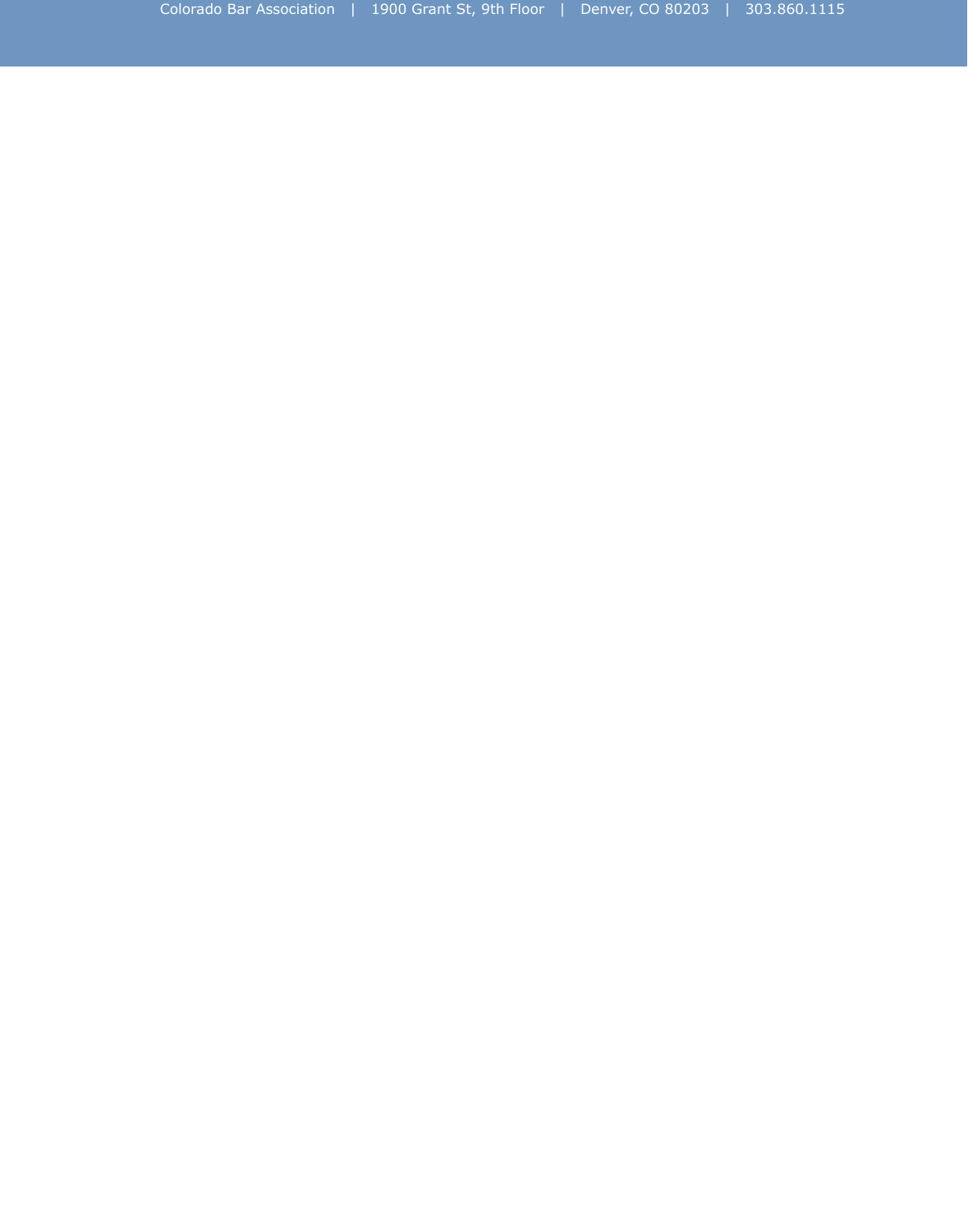Colorado Bar Association | 1900 Grant St, 9th Floor | Denver, CO 80203 | 303.860.1115